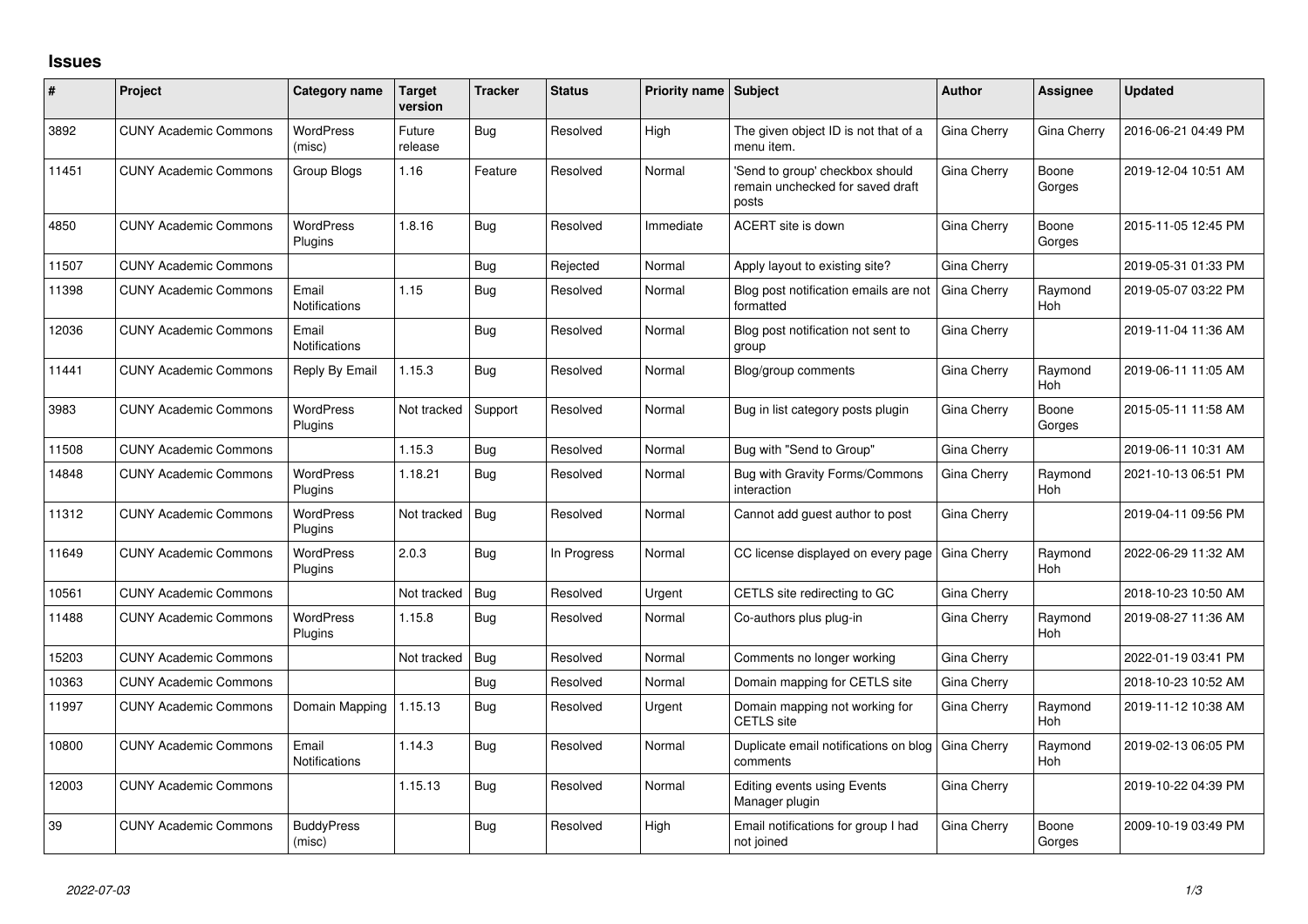# Issues

| # | Project | Category name | Target version | Tracker | Status | Priority name | Subject | Author | Assignee | Updated |
|---|---|---|---|---|---|---|---|---|---|---|
| 3892 | CUNY Academic Commons | WordPress (misc) | Future release | Bug | Resolved | High | The given object ID is not that of a menu item. | Gina Cherry | Gina Cherry | 2016-06-21 04:49 PM |
| 11451 | CUNY Academic Commons | Group Blogs | 1.16 | Feature | Resolved | Normal | 'Send to group' checkbox should remain unchecked for saved draft posts | Gina Cherry | Boone Gorges | 2019-12-04 10:51 AM |
| 4850 | CUNY Academic Commons | WordPress Plugins | 1.8.16 | Bug | Resolved | Immediate | ACERT site is down | Gina Cherry | Boone Gorges | 2015-11-05 12:45 PM |
| 11507 | CUNY Academic Commons | | | Bug | Rejected | Normal | Apply layout to existing site? | Gina Cherry | | 2019-05-31 01:33 PM |
| 11398 | CUNY Academic Commons | Email Notifications | 1.15 | Bug | Resolved | Normal | Blog post notification emails are not formatted | Gina Cherry | Raymond Hoh | 2019-05-07 03:22 PM |
| 12036 | CUNY Academic Commons | Email Notifications | | Bug | Resolved | Normal | Blog post notification not sent to group | Gina Cherry | | 2019-11-04 11:36 AM |
| 11441 | CUNY Academic Commons | Reply By Email | 1.15.3 | Bug | Resolved | Normal | Blog/group comments | Gina Cherry | Raymond Hoh | 2019-06-11 11:05 AM |
| 3983 | CUNY Academic Commons | WordPress Plugins | Not tracked | Support | Resolved | Normal | Bug in list category posts plugin | Gina Cherry | Boone Gorges | 2015-05-11 11:58 AM |
| 11508 | CUNY Academic Commons | | 1.15.3 | Bug | Resolved | Normal | Bug with "Send to Group" | Gina Cherry | | 2019-06-11 10:31 AM |
| 14848 | CUNY Academic Commons | WordPress Plugins | 1.18.21 | Bug | Resolved | Normal | Bug with Gravity Forms/Commons interaction | Gina Cherry | Raymond Hoh | 2021-10-13 06:51 PM |
| 11312 | CUNY Academic Commons | WordPress Plugins | Not tracked | Bug | Resolved | Normal | Cannot add guest author to post | Gina Cherry | | 2019-04-11 09:56 PM |
| 11649 | CUNY Academic Commons | WordPress Plugins | 2.0.3 | Bug | In Progress | Normal | CC license displayed on every page | Gina Cherry | Raymond Hoh | 2022-06-29 11:32 AM |
| 10561 | CUNY Academic Commons | | Not tracked | Bug | Resolved | Urgent | CETLS site redirecting to GC | Gina Cherry | | 2018-10-23 10:50 AM |
| 11488 | CUNY Academic Commons | WordPress Plugins | 1.15.8 | Bug | Resolved | Normal | Co-authors plus plug-in | Gina Cherry | Raymond Hoh | 2019-08-27 11:36 AM |
| 15203 | CUNY Academic Commons | | Not tracked | Bug | Resolved | Normal | Comments no longer working | Gina Cherry | | 2022-01-19 03:41 PM |
| 10363 | CUNY Academic Commons | | | Bug | Resolved | Normal | Domain mapping for CETLS site | Gina Cherry | | 2018-10-23 10:52 AM |
| 11997 | CUNY Academic Commons | Domain Mapping | 1.15.13 | Bug | Resolved | Urgent | Domain mapping not working for CETLS site | Gina Cherry | Raymond Hoh | 2019-11-12 10:38 AM |
| 10800 | CUNY Academic Commons | Email Notifications | 1.14.3 | Bug | Resolved | Normal | Duplicate email notifications on blog comments | Gina Cherry | Raymond Hoh | 2019-02-13 06:05 PM |
| 12003 | CUNY Academic Commons | | 1.15.13 | Bug | Resolved | Normal | Editing events using Events Manager plugin | Gina Cherry | | 2019-10-22 04:39 PM |
| 39 | CUNY Academic Commons | BuddyPress (misc) | | Bug | Resolved | High | Email notifications for group I had not joined | Gina Cherry | Boone Gorges | 2009-10-19 03:49 PM |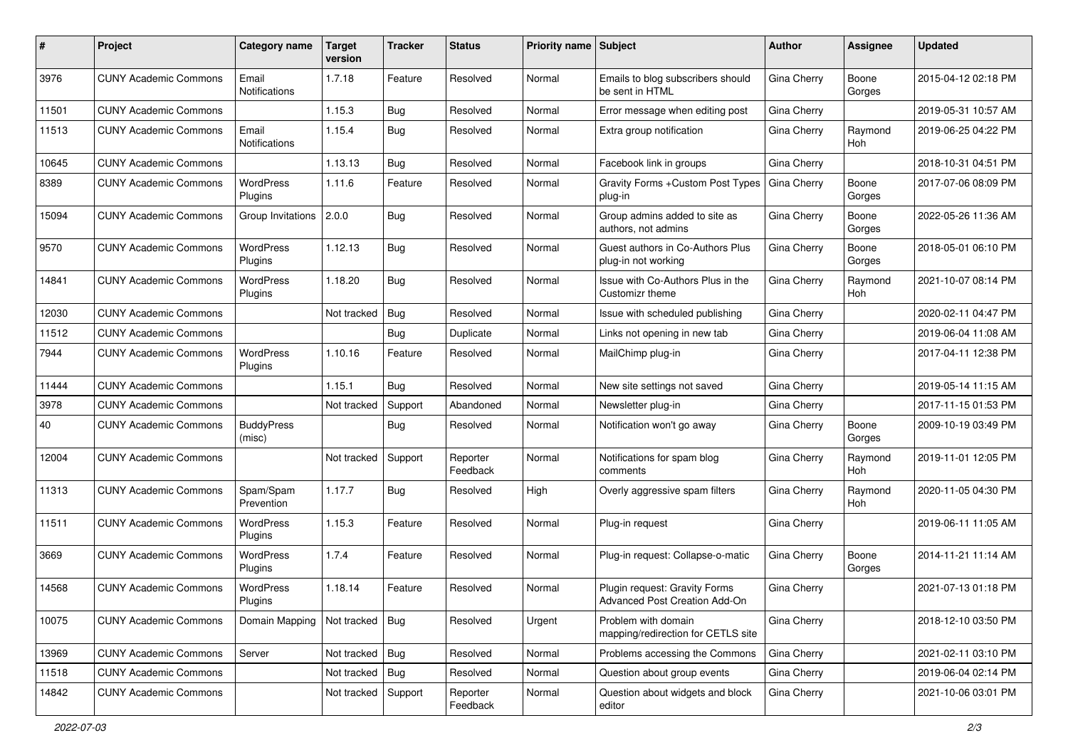| # | Project | Category name | Target version | Tracker | Status | Priority name | Subject | Author | Assignee | Updated |
|---|---|---|---|---|---|---|---|---|---|---|
| 3976 | CUNY Academic Commons | Email Notifications | 1.7.18 | Feature | Resolved | Normal | Emails to blog subscribers should be sent in HTML | Gina Cherry | Boone Gorges | 2015-04-12 02:18 PM |
| 11501 | CUNY Academic Commons | | 1.15.3 | Bug | Resolved | Normal | Error message when editing post | Gina Cherry | | 2019-05-31 10:57 AM |
| 11513 | CUNY Academic Commons | Email Notifications | 1.15.4 | Bug | Resolved | Normal | Extra group notification | Gina Cherry | Raymond Hoh | 2019-06-25 04:22 PM |
| 10645 | CUNY Academic Commons | | 1.13.13 | Bug | Resolved | Normal | Facebook link in groups | Gina Cherry | | 2018-10-31 04:51 PM |
| 8389 | CUNY Academic Commons | WordPress Plugins | 1.11.6 | Feature | Resolved | Normal | Gravity Forms +Custom Post Types plug-in | Gina Cherry | Boone Gorges | 2017-07-06 08:09 PM |
| 15094 | CUNY Academic Commons | Group Invitations | 2.0.0 | Bug | Resolved | Normal | Group admins added to site as authors, not admins | Gina Cherry | Boone Gorges | 2022-05-26 11:36 AM |
| 9570 | CUNY Academic Commons | WordPress Plugins | 1.12.13 | Bug | Resolved | Normal | Guest authors in Co-Authors Plus plug-in not working | Gina Cherry | Boone Gorges | 2018-05-01 06:10 PM |
| 14841 | CUNY Academic Commons | WordPress Plugins | 1.18.20 | Bug | Resolved | Normal | Issue with Co-Authors Plus in the Customizr theme | Gina Cherry | Raymond Hoh | 2021-10-07 08:14 PM |
| 12030 | CUNY Academic Commons | | Not tracked | Bug | Resolved | Normal | Issue with scheduled publishing | Gina Cherry | | 2020-02-11 04:47 PM |
| 11512 | CUNY Academic Commons | | | Bug | Duplicate | Normal | Links not opening in new tab | Gina Cherry | | 2019-06-04 11:08 AM |
| 7944 | CUNY Academic Commons | WordPress Plugins | 1.10.16 | Feature | Resolved | Normal | MailChimp plug-in | Gina Cherry | | 2017-04-11 12:38 PM |
| 11444 | CUNY Academic Commons | | 1.15.1 | Bug | Resolved | Normal | New site settings not saved | Gina Cherry | | 2019-05-14 11:15 AM |
| 3978 | CUNY Academic Commons | | Not tracked | Support | Abandoned | Normal | Newsletter plug-in | Gina Cherry | | 2017-11-15 01:53 PM |
| 40 | CUNY Academic Commons | BuddyPress (misc) | | Bug | Resolved | Normal | Notification won't go away | Gina Cherry | Boone Gorges | 2009-10-19 03:49 PM |
| 12004 | CUNY Academic Commons | | Not tracked | Support | Reporter Feedback | Normal | Notifications for spam blog comments | Gina Cherry | Raymond Hoh | 2019-11-01 12:05 PM |
| 11313 | CUNY Academic Commons | Spam/Spam Prevention | 1.17.7 | Bug | Resolved | High | Overly aggressive spam filters | Gina Cherry | Raymond Hoh | 2020-11-05 04:30 PM |
| 11511 | CUNY Academic Commons | WordPress Plugins | 1.15.3 | Feature | Resolved | Normal | Plug-in request | Gina Cherry | | 2019-06-11 11:05 AM |
| 3669 | CUNY Academic Commons | WordPress Plugins | 1.7.4 | Feature | Resolved | Normal | Plug-in request: Collapse-o-matic | Gina Cherry | Boone Gorges | 2014-11-21 11:14 AM |
| 14568 | CUNY Academic Commons | WordPress Plugins | 1.18.14 | Feature | Resolved | Normal | Plugin request: Gravity Forms Advanced Post Creation Add-On | Gina Cherry | | 2021-07-13 01:18 PM |
| 10075 | CUNY Academic Commons | Domain Mapping | Not tracked | Bug | Resolved | Urgent | Problem with domain mapping/redirection for CETLS site | Gina Cherry | | 2018-12-10 03:50 PM |
| 13969 | CUNY Academic Commons | Server | Not tracked | Bug | Resolved | Normal | Problems accessing the Commons | Gina Cherry | | 2021-02-11 03:10 PM |
| 11518 | CUNY Academic Commons | | Not tracked | Bug | Resolved | Normal | Question about group events | Gina Cherry | | 2019-06-04 02:14 PM |
| 14842 | CUNY Academic Commons | | Not tracked | Support | Reporter Feedback | Normal | Question about widgets and block editor | Gina Cherry | | 2021-10-06 03:01 PM |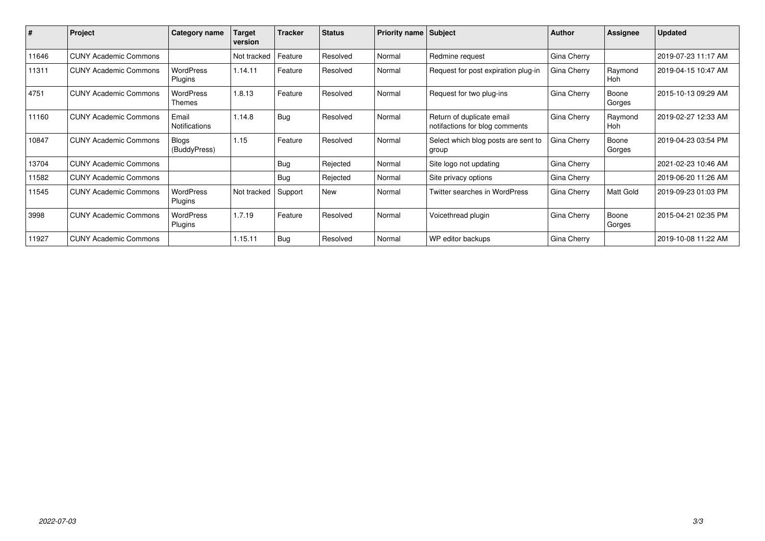| # | Project | Category name | Target version | Tracker | Status | Priority name | Subject | Author | Assignee | Updated |
|---|---|---|---|---|---|---|---|---|---|---|
| 11646 | CUNY Academic Commons | | Not tracked | Feature | Resolved | Normal | Redmine request | Gina Cherry | | 2019-07-23 11:17 AM |
| 11311 | CUNY Academic Commons | WordPress Plugins | 1.14.11 | Feature | Resolved | Normal | Request for post expiration plug-in | Gina Cherry | Raymond Hoh | 2019-04-15 10:47 AM |
| 4751 | CUNY Academic Commons | WordPress Themes | 1.8.13 | Feature | Resolved | Normal | Request for two plug-ins | Gina Cherry | Boone Gorges | 2015-10-13 09:29 AM |
| 11160 | CUNY Academic Commons | Email Notifications | 1.14.8 | Bug | Resolved | Normal | Return of duplicate email notifactions for blog comments | Gina Cherry | Raymond Hoh | 2019-02-27 12:33 AM |
| 10847 | CUNY Academic Commons | Blogs (BuddyPress) | 1.15 | Feature | Resolved | Normal | Select which blog posts are sent to group | Gina Cherry | Boone Gorges | 2019-04-23 03:54 PM |
| 13704 | CUNY Academic Commons | | | Bug | Rejected | Normal | Site logo not updating | Gina Cherry | | 2021-02-23 10:46 AM |
| 11582 | CUNY Academic Commons | | | Bug | Rejected | Normal | Site privacy options | Gina Cherry | | 2019-06-20 11:26 AM |
| 11545 | CUNY Academic Commons | WordPress Plugins | Not tracked | Support | New | Normal | Twitter searches in WordPress | Gina Cherry | Matt Gold | 2019-09-23 01:03 PM |
| 3998 | CUNY Academic Commons | WordPress Plugins | 1.7.19 | Feature | Resolved | Normal | Voicethread plugin | Gina Cherry | Boone Gorges | 2015-04-21 02:35 PM |
| 11927 | CUNY Academic Commons | | 1.15.11 | Bug | Resolved | Normal | WP editor backups | Gina Cherry | | 2019-10-08 11:22 AM |